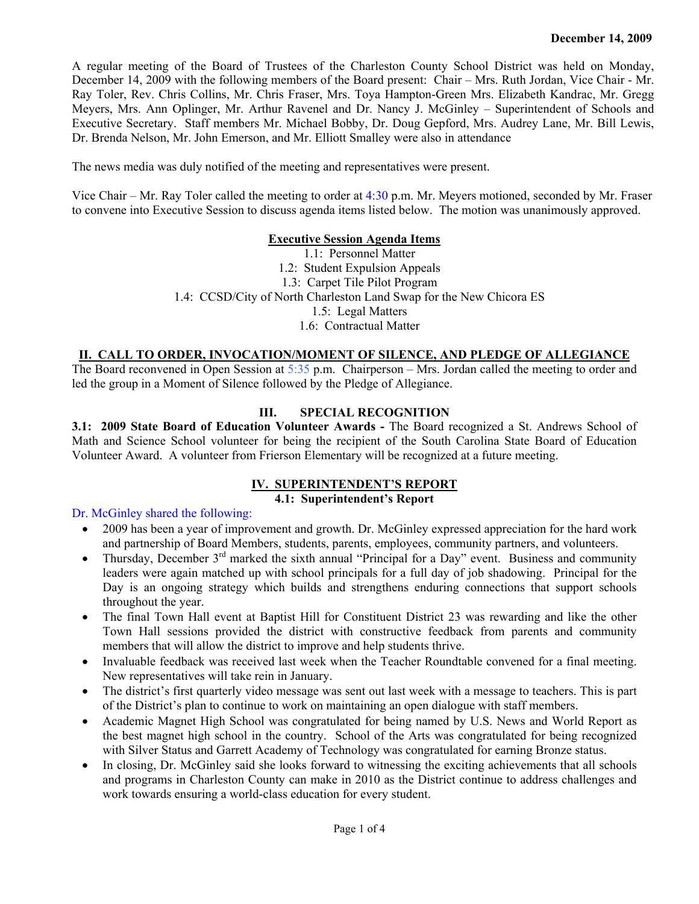**December 14, 2009**

A regular meeting of the Board of Trustees of the Charleston County School District was held on Monday, December 14, 2009 with the following members of the Board present: Chair – Mrs. Ruth Jordan, Vice Chair - Mr. Ray Toler, Rev. Chris Collins, Mr. Chris Fraser, Mrs. Toya Hampton-Green Mrs. Elizabeth Kandrac, Mr. Gregg Meyers, Mrs. Ann Oplinger, Mr. Arthur Ravenel and Dr. Nancy J. McGinley – Superintendent of Schools and Executive Secretary. Staff members Mr. Michael Bobby, Dr. Doug Gepford, Mrs. Audrey Lane, Mr. Bill Lewis, Dr. Brenda Nelson, Mr. John Emerson, and Mr. Elliott Smalley were also in attendance

The news media was duly notified of the meeting and representatives were present.

Vice Chair – Mr. Ray Toler called the meeting to order at 4:30 p.m. Mr. Meyers motioned, seconded by Mr. Fraser to convene into Executive Session to discuss agenda items listed below. The motion was unanimously approved.

**Executive Session Agenda Items**

1.1: Personnel Matter
1.2: Student Expulsion Appeals
1.3: Carpet Tile Pilot Program
1.4: CCSD/City of North Charleston Land Swap for the New Chicora ES
1.5: Legal Matters
1.6: Contractual Matter

## II. CALL TO ORDER, INVOCATION/MOMENT OF SILENCE, AND PLEDGE OF ALLEGIANCE

The Board reconvened in Open Session at 5:35 p.m. Chairperson – Mrs. Jordan called the meeting to order and led the group in a Moment of Silence followed by the Pledge of Allegiance.

## III. SPECIAL RECOGNITION

**3.1: 2009 State Board of Education Volunteer Awards -** The Board recognized a St. Andrews School of Math and Science School volunteer for being the recipient of the South Carolina State Board of Education Volunteer Award. A volunteer from Frierson Elementary will be recognized at a future meeting.

## IV. SUPERINTENDENT'S REPORT

### 4.1: Superintendent's Report

Dr. McGinley shared the following:

- 2009 has been a year of improvement and growth. Dr. McGinley expressed appreciation for the hard work and partnership of Board Members, students, parents, employees, community partners, and volunteers.
- Thursday, December 3rd marked the sixth annual "Principal for a Day" event. Business and community leaders were again matched up with school principals for a full day of job shadowing. Principal for the Day is an ongoing strategy which builds and strengthens enduring connections that support schools throughout the year.
- The final Town Hall event at Baptist Hill for Constituent District 23 was rewarding and like the other Town Hall sessions provided the district with constructive feedback from parents and community members that will allow the district to improve and help students thrive.
- Invaluable feedback was received last week when the Teacher Roundtable convened for a final meeting. New representatives will take rein in January.
- The district's first quarterly video message was sent out last week with a message to teachers. This is part of the District's plan to continue to work on maintaining an open dialogue with staff members.
- Academic Magnet High School was congratulated for being named by U.S. News and World Report as the best magnet high school in the country. School of the Arts was congratulated for being recognized with Silver Status and Garrett Academy of Technology was congratulated for earning Bronze status.
- In closing, Dr. McGinley said she looks forward to witnessing the exciting achievements that all schools and programs in Charleston County can make in 2010 as the District continue to address challenges and work towards ensuring a world-class education for every student.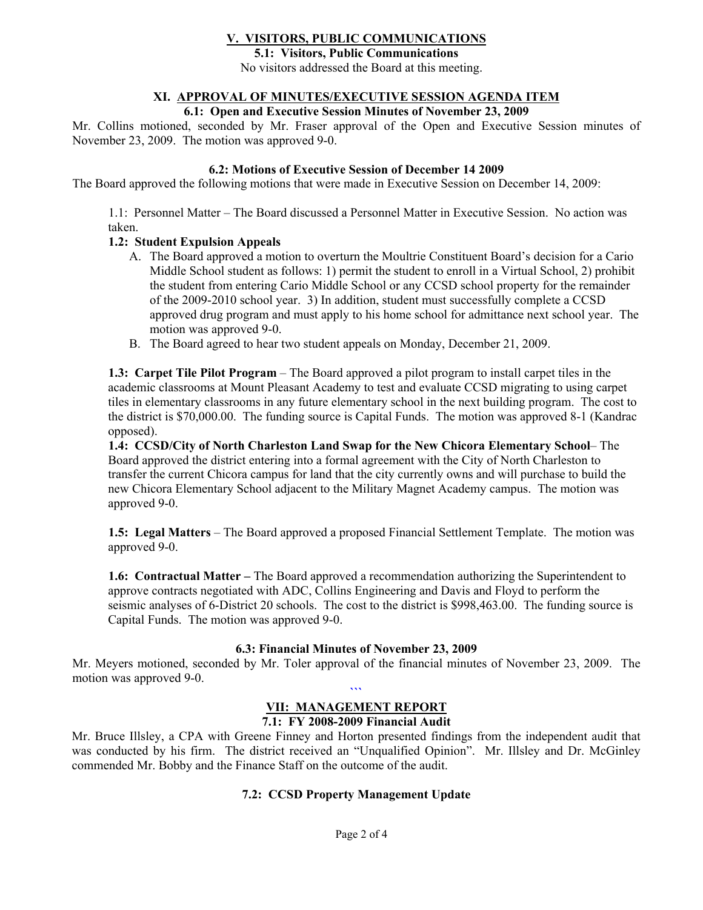## V. VISITORS, PUBLIC COMMUNICATIONS

### 5.1: Visitors, Public Communications

No visitors addressed the Board at this meeting.

## XI. APPROVAL OF MINUTES/EXECUTIVE SESSION AGENDA ITEM

### 6.1: Open and Executive Session Minutes of November 23, 2009

Mr. Collins motioned, seconded by Mr. Fraser approval of the Open and Executive Session minutes of November 23, 2009. The motion was approved 9-0.

### 6.2: Motions of Executive Session of December 14 2009

The Board approved the following motions that were made in Executive Session on December 14, 2009:

1.1: Personnel Matter – The Board discussed a Personnel Matter in Executive Session. No action was taken.

**1.2: Student Expulsion Appeals**

A. The Board approved a motion to overturn the Moultrie Constituent Board's decision for a Cario Middle School student as follows: 1) permit the student to enroll in a Virtual School, 2) prohibit the student from entering Cario Middle School or any CCSD school property for the remainder of the 2009-2010 school year. 3) In addition, student must successfully complete a CCSD approved drug program and must apply to his home school for admittance next school year. The motion was approved 9-0.

B. The Board agreed to hear two student appeals on Monday, December 21, 2009.

**1.3: Carpet Tile Pilot Program** – The Board approved a pilot program to install carpet tiles in the academic classrooms at Mount Pleasant Academy to test and evaluate CCSD migrating to using carpet tiles in elementary classrooms in any future elementary school in the next building program. The cost to the district is $70,000.00. The funding source is Capital Funds. The motion was approved 8-1 (Kandrac opposed).

**1.4: CCSD/City of North Charleston Land Swap for the New Chicora Elementary School**– The Board approved the district entering into a formal agreement with the City of North Charleston to transfer the current Chicora campus for land that the city currently owns and will purchase to build the new Chicora Elementary School adjacent to the Military Magnet Academy campus. The motion was approved 9-0.

**1.5: Legal Matters** – The Board approved a proposed Financial Settlement Template. The motion was approved 9-0.

**1.6: Contractual Matter –** The Board approved a recommendation authorizing the Superintendent to approve contracts negotiated with ADC, Collins Engineering and Davis and Floyd to perform the seismic analyses of 6-District 20 schools. The cost to the district is $998,463.00. The funding source is Capital Funds. The motion was approved 9-0.

### 6.3: Financial Minutes of November 23, 2009

Mr. Meyers motioned, seconded by Mr. Toler approval of the financial minutes of November 23, 2009. The motion was approved 9-0.

## VII: MANAGEMENT REPORT

### 7.1: FY 2008-2009 Financial Audit

Mr. Bruce Illsley, a CPA with Greene Finney and Horton presented findings from the independent audit that was conducted by his firm. The district received an "Unqualified Opinion". Mr. Illsley and Dr. McGinley commended Mr. Bobby and the Finance Staff on the outcome of the audit.

### 7.2: CCSD Property Management Update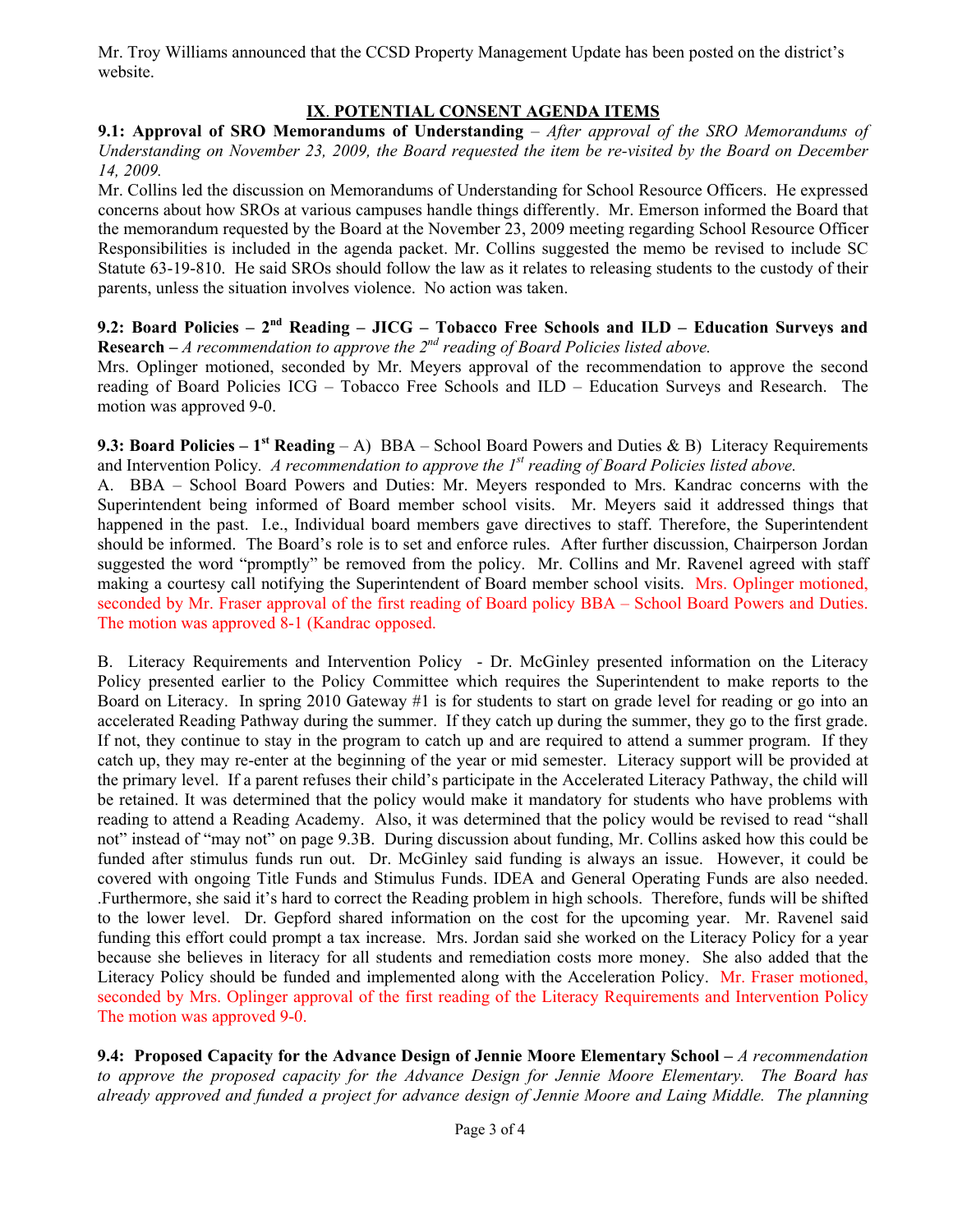Mr. Troy Williams announced that the CCSD Property Management Update has been posted on the district's website.

## IX. POTENTIAL CONSENT AGENDA ITEMS

**9.1: Approval of SRO Memorandums of Understanding** – *After approval of the SRO Memorandums of Understanding on November 23, 2009, the Board requested the item be re-visited by the Board on December 14, 2009.*

Mr. Collins led the discussion on Memorandums of Understanding for School Resource Officers. He expressed concerns about how SROs at various campuses handle things differently. Mr. Emerson informed the Board that the memorandum requested by the Board at the November 23, 2009 meeting regarding School Resource Officer Responsibilities is included in the agenda packet. Mr. Collins suggested the memo be revised to include SC Statute 63-19-810. He said SROs should follow the law as it relates to releasing students to the custody of their parents, unless the situation involves violence. No action was taken.

**9.2: Board Policies – 2nd Reading – JICG – Tobacco Free Schools and ILD – Education Surveys and Research –** *A recommendation to approve the 2nd reading of Board Policies listed above.*

Mrs. Oplinger motioned, seconded by Mr. Meyers approval of the recommendation to approve the second reading of Board Policies ICG – Tobacco Free Schools and ILD – Education Surveys and Research. The motion was approved 9-0.

**9.3: Board Policies – 1st Reading** – A) BBA – School Board Powers and Duties & B) Literacy Requirements and Intervention Policy. *A recommendation to approve the 1st reading of Board Policies listed above.*

A. BBA – School Board Powers and Duties: Mr. Meyers responded to Mrs. Kandrac concerns with the Superintendent being informed of Board member school visits. Mr. Meyers said it addressed things that happened in the past. I.e., Individual board members gave directives to staff. Therefore, the Superintendent should be informed. The Board's role is to set and enforce rules. After further discussion, Chairperson Jordan suggested the word "promptly" be removed from the policy. Mr. Collins and Mr. Ravenel agreed with staff making a courtesy call notifying the Superintendent of Board member school visits. Mrs. Oplinger motioned, seconded by Mr. Fraser approval of the first reading of Board policy BBA – School Board Powers and Duties. The motion was approved 8-1 (Kandrac opposed.

B. Literacy Requirements and Intervention Policy - Dr. McGinley presented information on the Literacy Policy presented earlier to the Policy Committee which requires the Superintendent to make reports to the Board on Literacy. In spring 2010 Gateway #1 is for students to start on grade level for reading or go into an accelerated Reading Pathway during the summer. If they catch up during the summer, they go to the first grade. If not, they continue to stay in the program to catch up and are required to attend a summer program. If they catch up, they may re-enter at the beginning of the year or mid semester. Literacy support will be provided at the primary level. If a parent refuses their child's participate in the Accelerated Literacy Pathway, the child will be retained. It was determined that the policy would make it mandatory for students who have problems with reading to attend a Reading Academy. Also, it was determined that the policy would be revised to read "shall not" instead of "may not" on page 9.3B. During discussion about funding, Mr. Collins asked how this could be funded after stimulus funds run out. Dr. McGinley said funding is always an issue. However, it could be covered with ongoing Title Funds and Stimulus Funds. IDEA and General Operating Funds are also needed. .Furthermore, she said it's hard to correct the Reading problem in high schools. Therefore, funds will be shifted to the lower level. Dr. Gepford shared information on the cost for the upcoming year. Mr. Ravenel said funding this effort could prompt a tax increase. Mrs. Jordan said she worked on the Literacy Policy for a year because she believes in literacy for all students and remediation costs more money. She also added that the Literacy Policy should be funded and implemented along with the Acceleration Policy. Mr. Fraser motioned, seconded by Mrs. Oplinger approval of the first reading of the Literacy Requirements and Intervention Policy The motion was approved 9-0.

**9.4: Proposed Capacity for the Advance Design of Jennie Moore Elementary School –** *A recommendation to approve the proposed capacity for the Advance Design for Jennie Moore Elementary. The Board has already approved and funded a project for advance design of Jennie Moore and Laing Middle. The planning*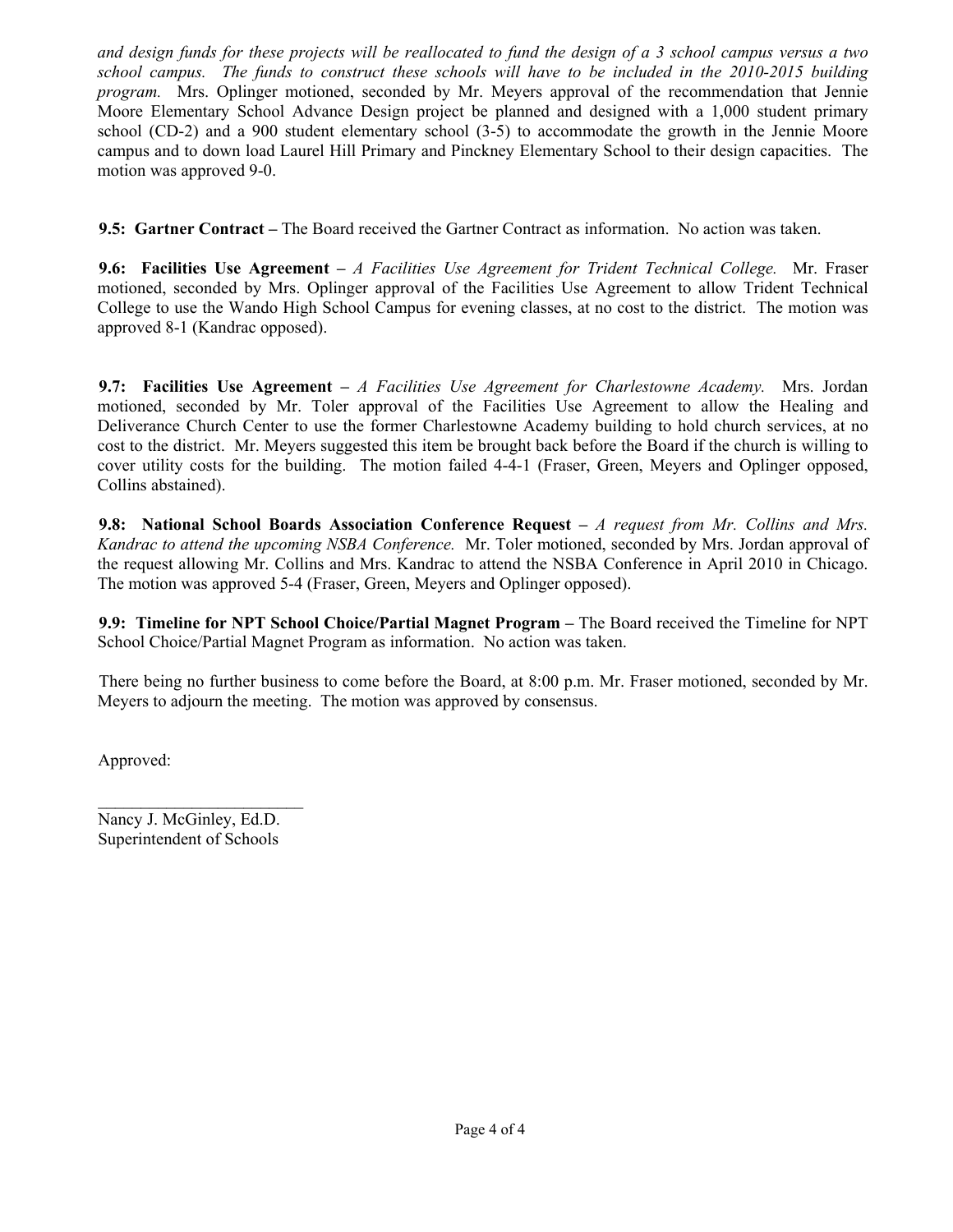*and design funds for these projects will be reallocated to fund the design of a 3 school campus versus a two school campus. The funds to construct these schools will have to be included in the 2010-2015 building program.* Mrs. Oplinger motioned, seconded by Mr. Meyers approval of the recommendation that Jennie Moore Elementary School Advance Design project be planned and designed with a 1,000 student primary school (CD-2) and a 900 student elementary school (3-5) to accommodate the growth in the Jennie Moore campus and to down load Laurel Hill Primary and Pinckney Elementary School to their design capacities. The motion was approved 9-0.

**9.5: Gartner Contract –** The Board received the Gartner Contract as information. No action was taken.

**9.6: Facilities Use Agreement –** *A Facilities Use Agreement for Trident Technical College.* Mr. Fraser motioned, seconded by Mrs. Oplinger approval of the Facilities Use Agreement to allow Trident Technical College to use the Wando High School Campus for evening classes, at no cost to the district. The motion was approved 8-1 (Kandrac opposed).

**9.7: Facilities Use Agreement –** *A Facilities Use Agreement for Charlestowne Academy.* Mrs. Jordan motioned, seconded by Mr. Toler approval of the Facilities Use Agreement to allow the Healing and Deliverance Church Center to use the former Charlestowne Academy building to hold church services, at no cost to the district. Mr. Meyers suggested this item be brought back before the Board if the church is willing to cover utility costs for the building. The motion failed 4-4-1 (Fraser, Green, Meyers and Oplinger opposed, Collins abstained).

**9.8: National School Boards Association Conference Request –** *A request from Mr. Collins and Mrs. Kandrac to attend the upcoming NSBA Conference.* Mr. Toler motioned, seconded by Mrs. Jordan approval of the request allowing Mr. Collins and Mrs. Kandrac to attend the NSBA Conference in April 2010 in Chicago. The motion was approved 5-4 (Fraser, Green, Meyers and Oplinger opposed).

**9.9: Timeline for NPT School Choice/Partial Magnet Program –** The Board received the Timeline for NPT School Choice/Partial Magnet Program as information. No action was taken.

There being no further business to come before the Board, at 8:00 p.m. Mr. Fraser motioned, seconded by Mr. Meyers to adjourn the meeting. The motion was approved by consensus.

Approved:

\_\_\_\_\_\_\_\_\_\_\_\_\_\_\_\_\_\_\_\_\_\_\_\_

Nancy J. McGinley, Ed.D.
Superintendent of Schools